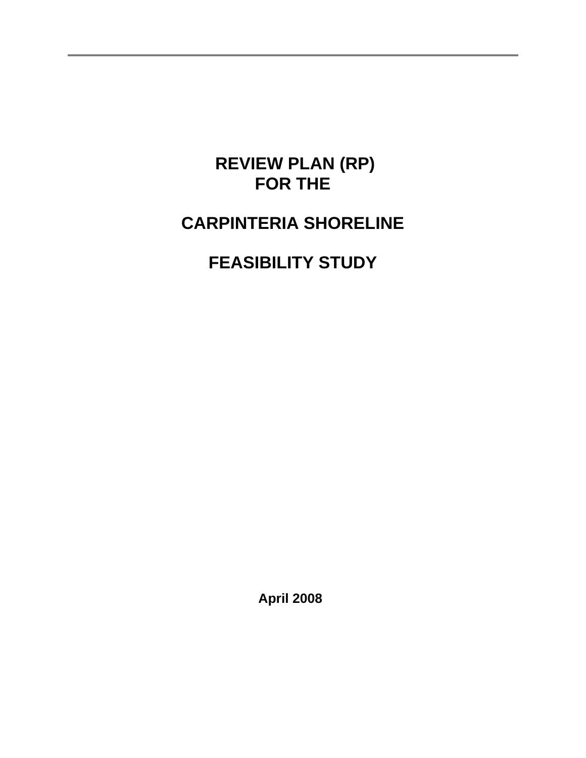# REVIEW PLAN (RP) FOR THE

# CARPINTERIA SHORELINE

# FEASIBILITY STUDY

**April 2008**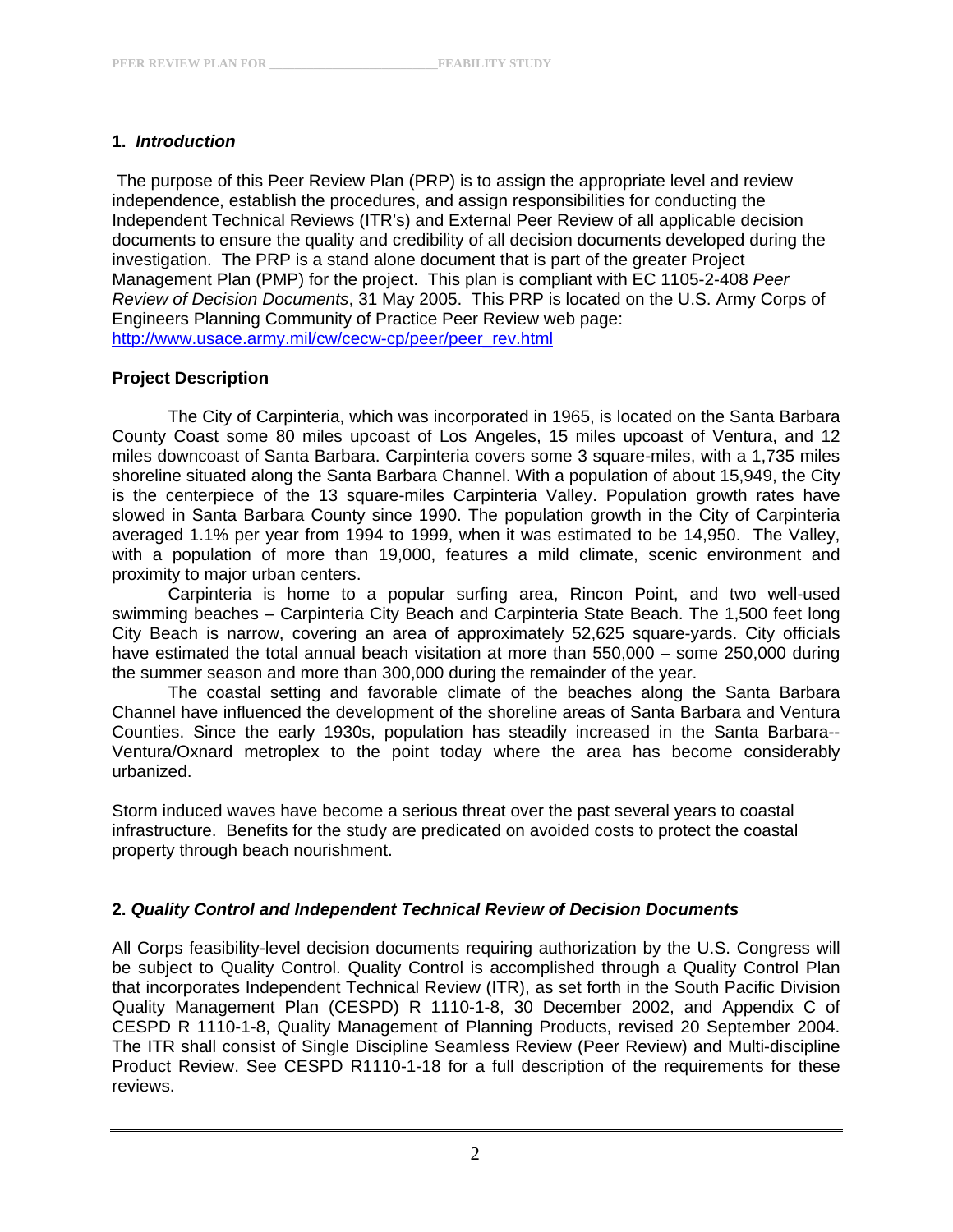## 1. *Introduction*

The purpose of this Peer Review Plan (PRP) is to assign the appropriate level and review independence, establish the procedures, and assign responsibilities for conducting the Independent Technical Reviews (ITR's) and External Peer Review of all applicable decision documents to ensure the quality and credibility of all decision documents developed during the investigation. The PRP is a stand alone document that is part of the greater Project Management Plan (PMP) for the project. This plan is compliant with EC 1105-2-408 *Peer Review of Decision Documents*, 31 May 2005. This PRP is located on the U.S. Army Corps of Engineers Planning Community of Practice Peer Review web page: http://www.usace.army.mil/cw/cecw-cp/peer/peer_rev.html

### Project Description

The City of Carpinteria, which was incorporated in 1965, is located on the Santa Barbara County Coast some 80 miles upcoast of Los Angeles, 15 miles upcoast of Ventura, and 12 miles downcoast of Santa Barbara. Carpinteria covers some 3 square-miles, with a 1,735 miles shoreline situated along the Santa Barbara Channel. With a population of about 15,949, the City is the centerpiece of the 13 square-miles Carpinteria Valley. Population growth rates have slowed in Santa Barbara County since 1990. The population growth in the City of Carpinteria averaged 1.1% per year from 1994 to 1999, when it was estimated to be 14,950. The Valley, with a population of more than 19,000, features a mild climate, scenic environment and proximity to major urban centers.

Carpinteria is home to a popular surfing area, Rincon Point, and two well-used swimming beaches – Carpinteria City Beach and Carpinteria State Beach. The 1,500 feet long City Beach is narrow, covering an area of approximately 52,625 square-yards. City officials have estimated the total annual beach visitation at more than 550,000 – some 250,000 during the summer season and more than 300,000 during the remainder of the year.

The coastal setting and favorable climate of the beaches along the Santa Barbara Channel have influenced the development of the shoreline areas of Santa Barbara and Ventura Counties. Since the early 1930s, population has steadily increased in the Santa Barbara--Ventura/Oxnard metroplex to the point today where the area has become considerably urbanized.

Storm induced waves have become a serious threat over the past several years to coastal infrastructure. Benefits for the study are predicated on avoided costs to protect the coastal property through beach nourishment.

## 2. *Quality Control and Independent Technical Review of Decision Documents*

All Corps feasibility-level decision documents requiring authorization by the U.S. Congress will be subject to Quality Control. Quality Control is accomplished through a Quality Control Plan that incorporates Independent Technical Review (ITR), as set forth in the South Pacific Division Quality Management Plan (CESPD) R 1110-1-8, 30 December 2002, and Appendix C of CESPD R 1110-1-8, Quality Management of Planning Products, revised 20 September 2004. The ITR shall consist of Single Discipline Seamless Review (Peer Review) and Multi-discipline Product Review. See CESPD R1110-1-18 for a full description of the requirements for these reviews.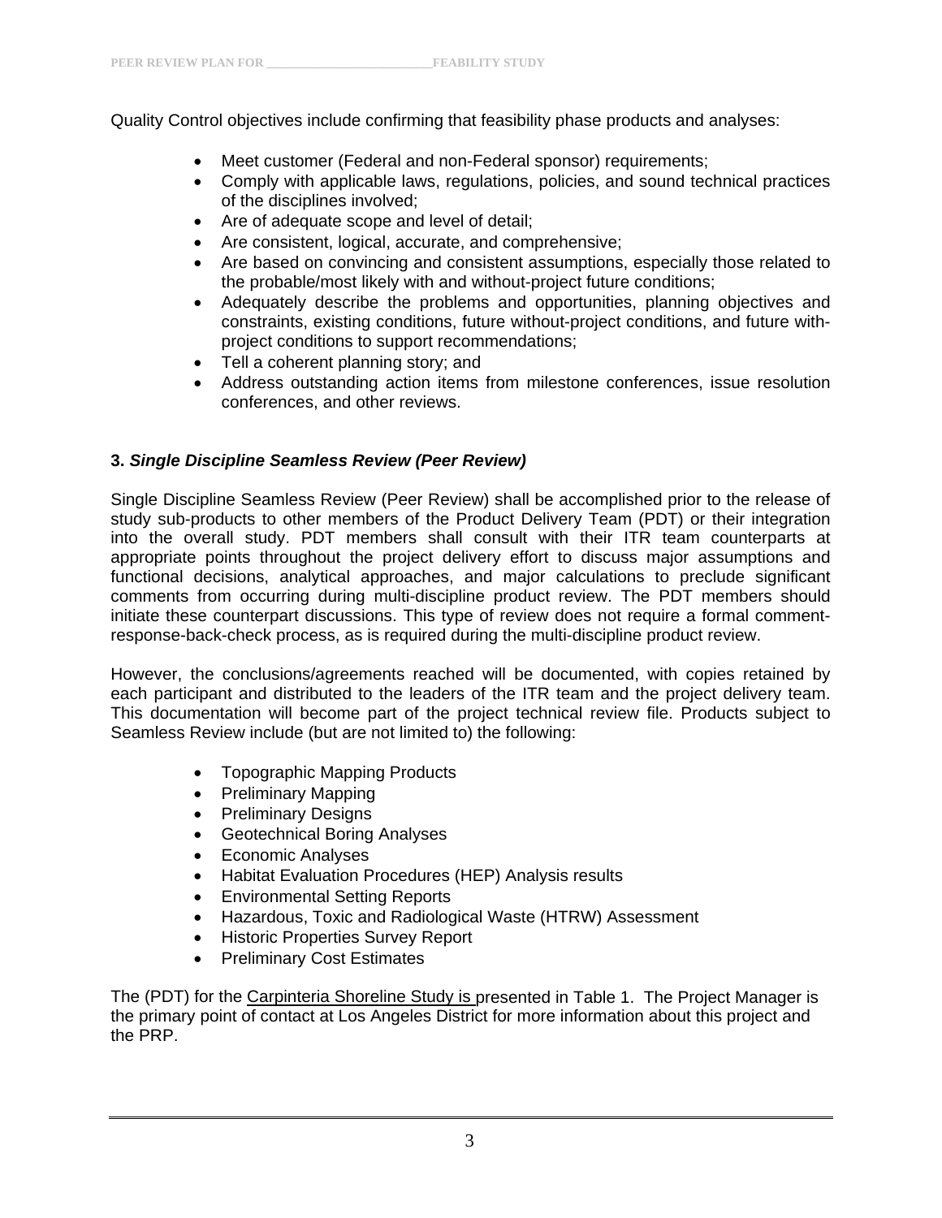Quality Control objectives include confirming that feasibility phase products and analyses:

- Meet customer (Federal and non-Federal sponsor) requirements;
- Comply with applicable laws, regulations, policies, and sound technical practices of the disciplines involved;
- Are of adequate scope and level of detail;
- Are consistent, logical, accurate, and comprehensive;
- Are based on convincing and consistent assumptions, especially those related to the probable/most likely with and without-project future conditions;
- Adequately describe the problems and opportunities, planning objectives and constraints, existing conditions, future without-project conditions, and future with-project conditions to support recommendations;
- Tell a coherent planning story; and
- Address outstanding action items from milestone conferences, issue resolution conferences, and other reviews.

### 3. *Single Discipline Seamless Review (Peer Review)*

Single Discipline Seamless Review (Peer Review) shall be accomplished prior to the release of study sub-products to other members of the Product Delivery Team (PDT) or their integration into the overall study. PDT members shall consult with their ITR team counterparts at appropriate points throughout the project delivery effort to discuss major assumptions and functional decisions, analytical approaches, and major calculations to preclude significant comments from occurring during multi-discipline product review. The PDT members should initiate these counterpart discussions. This type of review does not require a formal comment-response-back-check process, as is required during the multi-discipline product review.

However, the conclusions/agreements reached will be documented, with copies retained by each participant and distributed to the leaders of the ITR team and the project delivery team. This documentation will become part of the project technical review file. Products subject to Seamless Review include (but are not limited to) the following:

- Topographic Mapping Products
- Preliminary Mapping
- Preliminary Designs
- Geotechnical Boring Analyses
- Economic Analyses
- Habitat Evaluation Procedures (HEP) Analysis results
- Environmental Setting Reports
- Hazardous, Toxic and Radiological Waste (HTRW) Assessment
- Historic Properties Survey Report
- Preliminary Cost Estimates

The (PDT) for the Carpinteria Shoreline Study is presented in Table 1. The Project Manager is the primary point of contact at Los Angeles District for more information about this project and the PRP.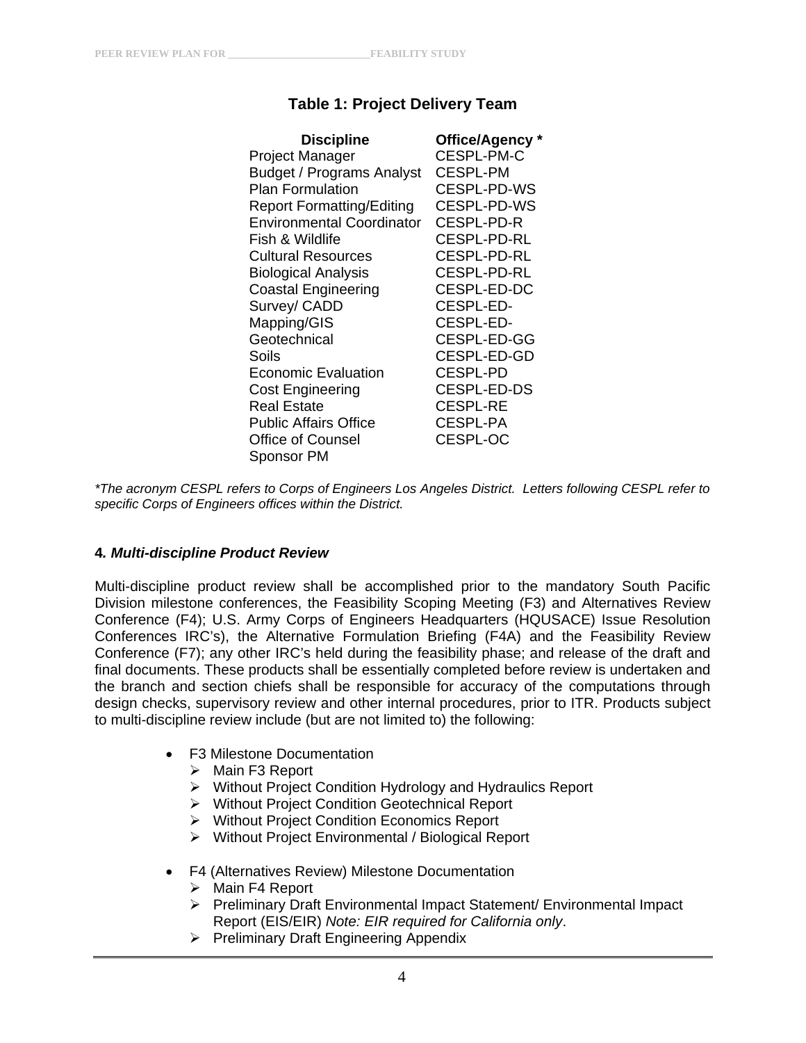**Table 1: Project Delivery Team**

| Discipline | Office/Agency * |
|---|---|
| Project Manager | CESPL-PM-C |
| Budget / Programs Analyst | CESPL-PM |
| Plan Formulation | CESPL-PD-WS |
| Report Formatting/Editing | CESPL-PD-WS |
| Environmental Coordinator | CESPL-PD-R |
| Fish & Wildlife | CESPL-PD-RL |
| Cultural Resources | CESPL-PD-RL |
| Biological Analysis | CESPL-PD-RL |
| Coastal Engineering | CESPL-ED-DC |
| Survey/ CADD | CESPL-ED- |
| Mapping/GIS | CESPL-ED- |
| Geotechnical | CESPL-ED-GG |
| Soils | CESPL-ED-GD |
| Economic Evaluation | CESPL-PD |
| Cost Engineering | CESPL-ED-DS |
| Real Estate | CESPL-RE |
| Public Affairs Office | CESPL-PA |
| Office of Counsel | CESPL-OC |
| Sponsor PM | |

*\*The acronym CESPL refers to Corps of Engineers Los Angeles District. Letters following CESPL refer to specific Corps of Engineers offices within the District.*

### 4. *Multi-discipline Product Review*

Multi-discipline product review shall be accomplished prior to the mandatory South Pacific Division milestone conferences, the Feasibility Scoping Meeting (F3) and Alternatives Review Conference (F4); U.S. Army Corps of Engineers Headquarters (HQUSACE) Issue Resolution Conferences IRC's), the Alternative Formulation Briefing (F4A) and the Feasibility Review Conference (F7); any other IRC's held during the feasibility phase; and release of the draft and final documents. These products shall be essentially completed before review is undertaken and the branch and section chiefs shall be responsible for accuracy of the computations through design checks, supervisory review and other internal procedures, prior to ITR. Products subject to multi-discipline review include (but are not limited to) the following:

- F3 Milestone Documentation
  - Main F3 Report
  - Without Project Condition Hydrology and Hydraulics Report
  - Without Project Condition Geotechnical Report
  - Without Project Condition Economics Report
  - Without Project Environmental / Biological Report

- F4 (Alternatives Review) Milestone Documentation
  - Main F4 Report
  - Preliminary Draft Environmental Impact Statement/ Environmental Impact Report (EIS/EIR) *Note: EIR required for California only*.
  - Preliminary Draft Engineering Appendix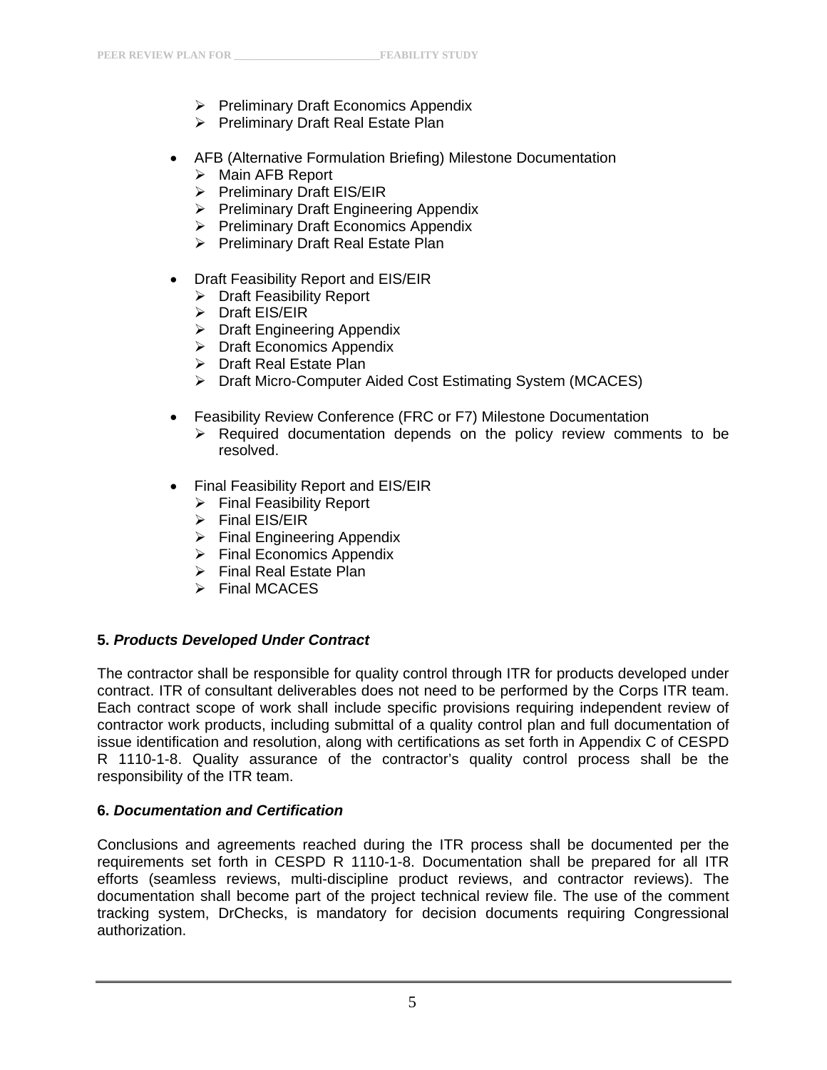- Preliminary Draft Economics Appendix
  - Preliminary Draft Real Estate Plan

- AFB (Alternative Formulation Briefing) Milestone Documentation
  - Main AFB Report
  - Preliminary Draft EIS/EIR
  - Preliminary Draft Engineering Appendix
  - Preliminary Draft Economics Appendix
  - Preliminary Draft Real Estate Plan

- Draft Feasibility Report and EIS/EIR
  - Draft Feasibility Report
  - Draft EIS/EIR
  - Draft Engineering Appendix
  - Draft Economics Appendix
  - Draft Real Estate Plan
  - Draft Micro-Computer Aided Cost Estimating System (MCACES)

- Feasibility Review Conference (FRC or F7) Milestone Documentation
  - Required documentation depends on the policy review comments to be resolved.

- Final Feasibility Report and EIS/EIR
  - Final Feasibility Report
  - Final EIS/EIR
  - Final Engineering Appendix
  - Final Economics Appendix
  - Final Real Estate Plan
  - Final MCACES

**5. *Products Developed Under Contract***

The contractor shall be responsible for quality control through ITR for products developed under contract. ITR of consultant deliverables does not need to be performed by the Corps ITR team. Each contract scope of work shall include specific provisions requiring independent review of contractor work products, including submittal of a quality control plan and full documentation of issue identification and resolution, along with certifications as set forth in Appendix C of CESPD R 1110-1-8. Quality assurance of the contractor's quality control process shall be the responsibility of the ITR team.

**6. *Documentation and Certification***

Conclusions and agreements reached during the ITR process shall be documented per the requirements set forth in CESPD R 1110-1-8. Documentation shall be prepared for all ITR efforts (seamless reviews, multi-discipline product reviews, and contractor reviews). The documentation shall become part of the project technical review file. The use of the comment tracking system, DrChecks, is mandatory for decision documents requiring Congressional authorization.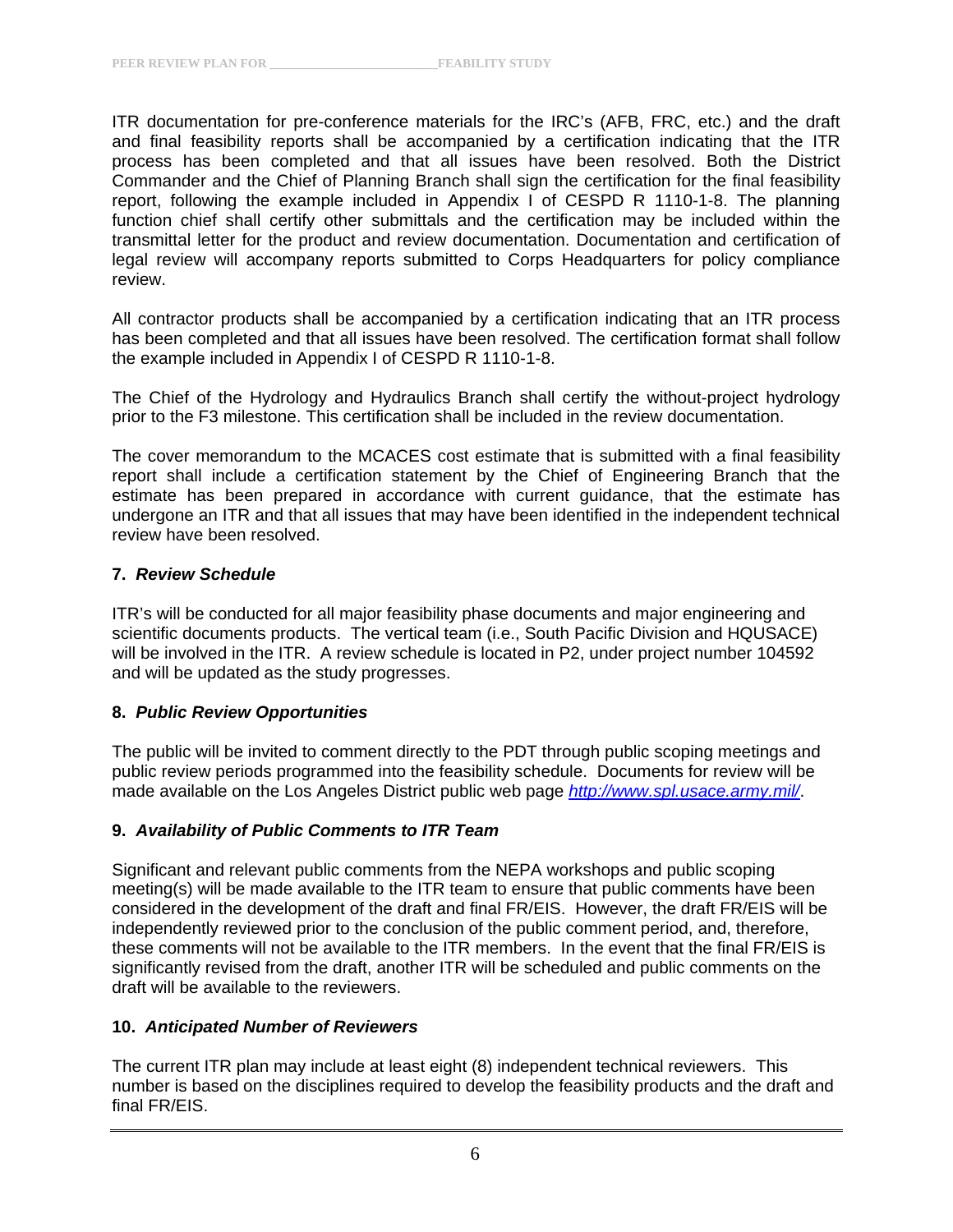ITR documentation for pre-conference materials for the IRC's (AFB, FRC, etc.) and the draft and final feasibility reports shall be accompanied by a certification indicating that the ITR process has been completed and that all issues have been resolved. Both the District Commander and the Chief of Planning Branch shall sign the certification for the final feasibility report, following the example included in Appendix I of CESPD R 1110-1-8. The planning function chief shall certify other submittals and the certification may be included within the transmittal letter for the product and review documentation. Documentation and certification of legal review will accompany reports submitted to Corps Headquarters for policy compliance review.

All contractor products shall be accompanied by a certification indicating that an ITR process has been completed and that all issues have been resolved. The certification format shall follow the example included in Appendix I of CESPD R 1110-1-8.

The Chief of the Hydrology and Hydraulics Branch shall certify the without-project hydrology prior to the F3 milestone. This certification shall be included in the review documentation.

The cover memorandum to the MCACES cost estimate that is submitted with a final feasibility report shall include a certification statement by the Chief of Engineering Branch that the estimate has been prepared in accordance with current guidance, that the estimate has undergone an ITR and that all issues that may have been identified in the independent technical review have been resolved.

**7. *Review Schedule***

ITR's will be conducted for all major feasibility phase documents and major engineering and scientific documents products. The vertical team (i.e., South Pacific Division and HQUSACE) will be involved in the ITR. A review schedule is located in P2, under project number 104592 and will be updated as the study progresses.

**8. *Public Review Opportunities***

The public will be invited to comment directly to the PDT through public scoping meetings and public review periods programmed into the feasibility schedule. Documents for review will be made available on the Los Angeles District public web page *http://www.spl.usace.army.mil/*.

**9. *Availability of Public Comments to ITR Team***

Significant and relevant public comments from the NEPA workshops and public scoping meeting(s) will be made available to the ITR team to ensure that public comments have been considered in the development of the draft and final FR/EIS. However, the draft FR/EIS will be independently reviewed prior to the conclusion of the public comment period, and, therefore, these comments will not be available to the ITR members. In the event that the final FR/EIS is significantly revised from the draft, another ITR will be scheduled and public comments on the draft will be available to the reviewers.

**10. *Anticipated Number of Reviewers***

The current ITR plan may include at least eight (8) independent technical reviewers. This number is based on the disciplines required to develop the feasibility products and the draft and final FR/EIS.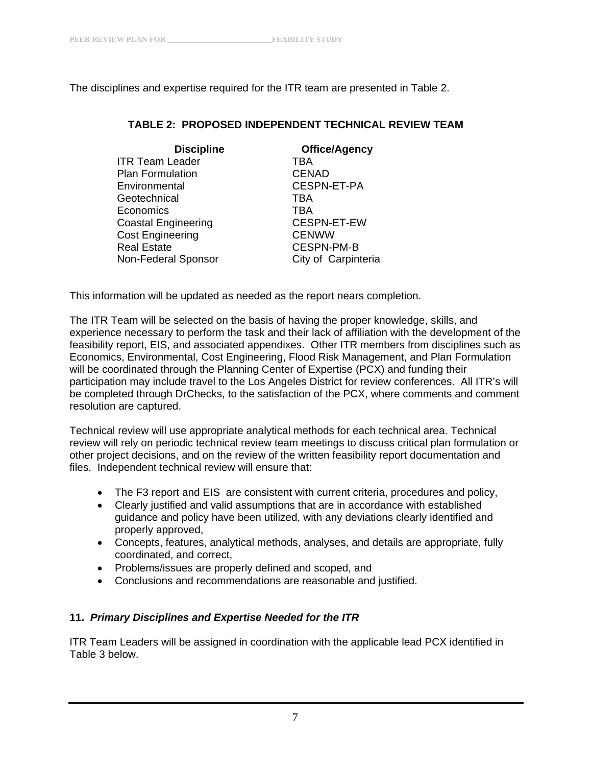The disciplines and expertise required for the ITR team are presented in Table 2.

**TABLE 2: PROPOSED INDEPENDENT TECHNICAL REVIEW TEAM**

| Discipline | Office/Agency |
|---|---|
| ITR Team Leader | TBA |
| Plan Formulation | CENAD |
| Environmental | CESPN-ET-PA |
| Geotechnical | TBA |
| Economics | TBA |
| Coastal Engineering | CESPN-ET-EW |
| Cost Engineering | CENWW |
| Real Estate | CESPN-PM-B |
| Non-Federal Sponsor | City of Carpinteria |

This information will be updated as needed as the report nears completion.

The ITR Team will be selected on the basis of having the proper knowledge, skills, and experience necessary to perform the task and their lack of affiliation with the development of the feasibility report, EIS, and associated appendixes. Other ITR members from disciplines such as Economics, Environmental, Cost Engineering, Flood Risk Management, and Plan Formulation will be coordinated through the Planning Center of Expertise (PCX) and funding their participation may include travel to the Los Angeles District for review conferences. All ITR's will be completed through DrChecks, to the satisfaction of the PCX, where comments and comment resolution are captured.

Technical review will use appropriate analytical methods for each technical area. Technical review will rely on periodic technical review team meetings to discuss critical plan formulation or other project decisions, and on the review of the written feasibility report documentation and files. Independent technical review will ensure that:

- The F3 report and EIS are consistent with current criteria, procedures and policy,
- Clearly justified and valid assumptions that are in accordance with established guidance and policy have been utilized, with any deviations clearly identified and properly approved,
- Concepts, features, analytical methods, analyses, and details are appropriate, fully coordinated, and correct,
- Problems/issues are properly defined and scoped, and
- Conclusions and recommendations are reasonable and justified.

## 11. *Primary Disciplines and Expertise Needed for the ITR*

ITR Team Leaders will be assigned in coordination with the applicable lead PCX identified in Table 3 below.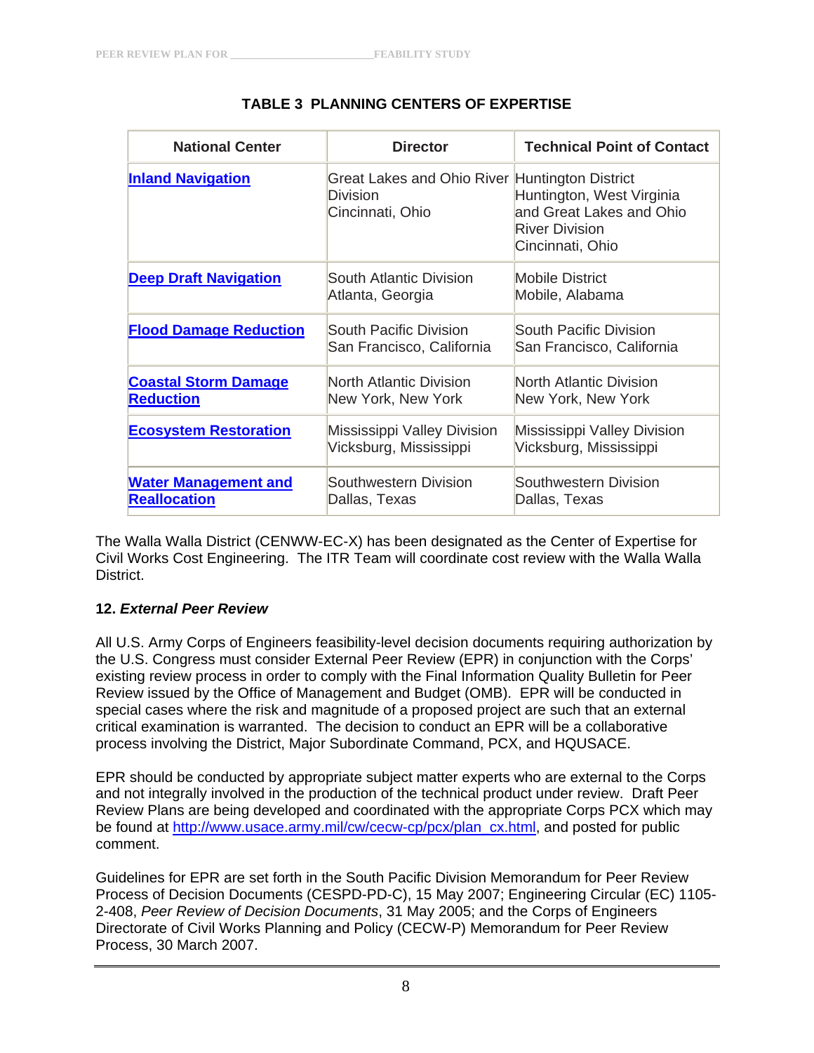**TABLE 3 PLANNING CENTERS OF EXPERTISE**

| National Center | Director | Technical Point of Contact |
| --- | --- | --- |
| **Inland Navigation** | Great Lakes and Ohio River Division Cincinnati, Ohio | Huntington District Huntington, West Virginia and Great Lakes and Ohio River Division Cincinnati, Ohio |
| **Deep Draft Navigation** | South Atlantic Division Atlanta, Georgia | Mobile District Mobile, Alabama |
| **Flood Damage Reduction** | South Pacific Division San Francisco, California | South Pacific Division San Francisco, California |
| **Coastal Storm Damage Reduction** | North Atlantic Division New York, New York | North Atlantic Division New York, New York |
| **Ecosystem Restoration** | Mississippi Valley Division Vicksburg, Mississippi | Mississippi Valley Division Vicksburg, Mississippi |
| **Water Management and Reallocation** | Southwestern Division Dallas, Texas | Southwestern Division Dallas, Texas |

The Walla Walla District (CENWW-EC-X) has been designated as the Center of Expertise for Civil Works Cost Engineering. The ITR Team will coordinate cost review with the Walla Walla District.

**12. *External Peer Review***

All U.S. Army Corps of Engineers feasibility-level decision documents requiring authorization by the U.S. Congress must consider External Peer Review (EPR) in conjunction with the Corps' existing review process in order to comply with the Final Information Quality Bulletin for Peer Review issued by the Office of Management and Budget (OMB). EPR will be conducted in special cases where the risk and magnitude of a proposed project are such that an external critical examination is warranted. The decision to conduct an EPR will be a collaborative process involving the District, Major Subordinate Command, PCX, and HQUSACE.

EPR should be conducted by appropriate subject matter experts who are external to the Corps and not integrally involved in the production of the technical product under review. Draft Peer Review Plans are being developed and coordinated with the appropriate Corps PCX which may be found at http://www.usace.army.mil/cw/cecw-cp/pcx/plan_cx.html, and posted for public comment.

Guidelines for EPR are set forth in the South Pacific Division Memorandum for Peer Review Process of Decision Documents (CESPD-PD-C), 15 May 2007; Engineering Circular (EC) 1105-2-408, *Peer Review of Decision Documents*, 31 May 2005; and the Corps of Engineers Directorate of Civil Works Planning and Policy (CECW-P) Memorandum for Peer Review Process, 30 March 2007.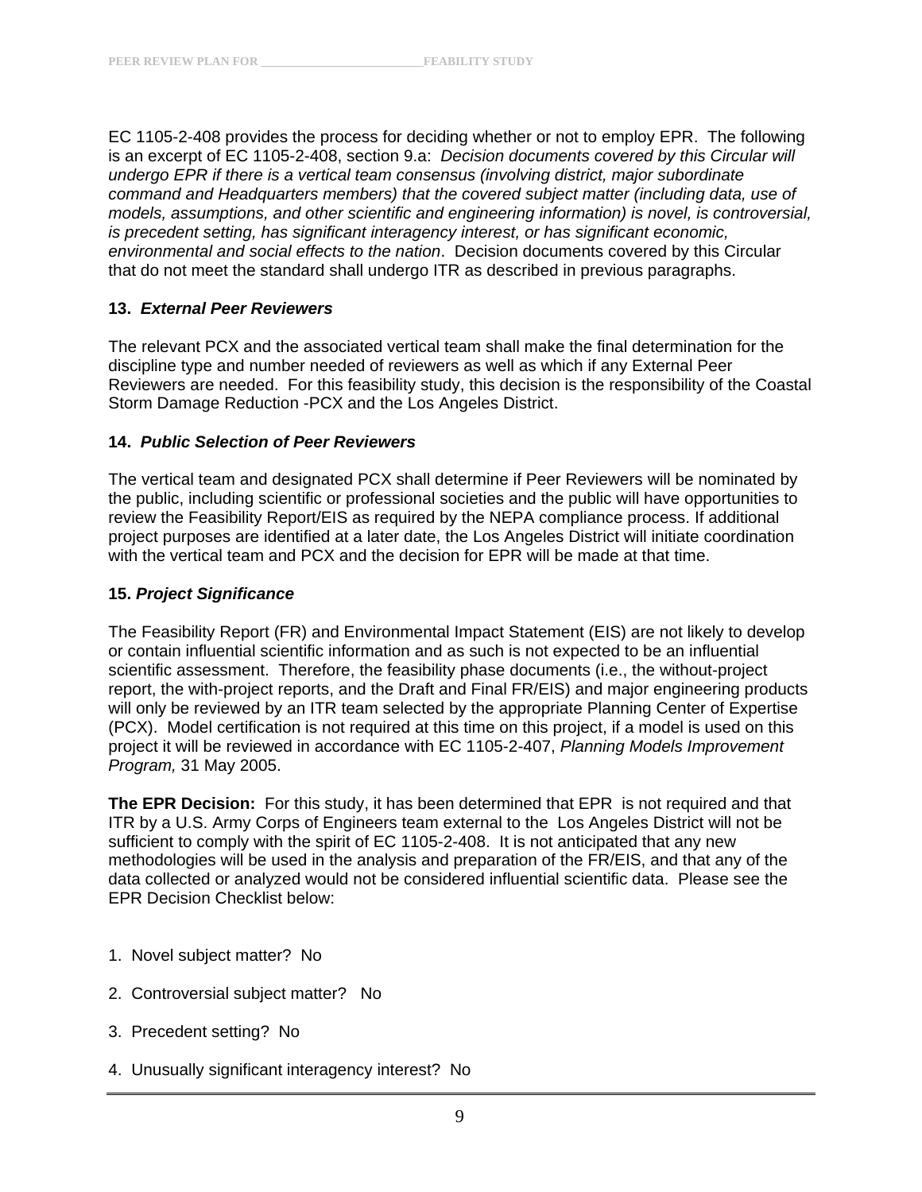EC 1105-2-408 provides the process for deciding whether or not to employ EPR. The following is an excerpt of EC 1105-2-408, section 9.a: *Decision documents covered by this Circular will undergo EPR if there is a vertical team consensus (involving district, major subordinate command and Headquarters members) that the covered subject matter (including data, use of models, assumptions, and other scientific and engineering information) is novel, is controversial, is precedent setting, has significant interagency interest, or has significant economic, environmental and social effects to the nation*. Decision documents covered by this Circular that do not meet the standard shall undergo ITR as described in previous paragraphs.

**13. *External Peer Reviewers***

The relevant PCX and the associated vertical team shall make the final determination for the discipline type and number needed of reviewers as well as which if any External Peer Reviewers are needed. For this feasibility study, this decision is the responsibility of the Coastal Storm Damage Reduction -PCX and the Los Angeles District.

**14. *Public Selection of Peer Reviewers***

The vertical team and designated PCX shall determine if Peer Reviewers will be nominated by the public, including scientific or professional societies and the public will have opportunities to review the Feasibility Report/EIS as required by the NEPA compliance process. If additional project purposes are identified at a later date, the Los Angeles District will initiate coordination with the vertical team and PCX and the decision for EPR will be made at that time.

**15. *Project Significance***

The Feasibility Report (FR) and Environmental Impact Statement (EIS) are not likely to develop or contain influential scientific information and as such is not expected to be an influential scientific assessment. Therefore, the feasibility phase documents (i.e., the without-project report, the with-project reports, and the Draft and Final FR/EIS) and major engineering products will only be reviewed by an ITR team selected by the appropriate Planning Center of Expertise (PCX). Model certification is not required at this time on this project, if a model is used on this project it will be reviewed in accordance with EC 1105-2-407, *Planning Models Improvement Program,* 31 May 2005.

**The EPR Decision:** For this study, it has been determined that EPR is not required and that ITR by a U.S. Army Corps of Engineers team external to the Los Angeles District will not be sufficient to comply with the spirit of EC 1105-2-408. It is not anticipated that any new methodologies will be used in the analysis and preparation of the FR/EIS, and that any of the data collected or analyzed would not be considered influential scientific data. Please see the EPR Decision Checklist below:

1. Novel subject matter? No
2. Controversial subject matter? No
3. Precedent setting? No
4. Unusually significant interagency interest? No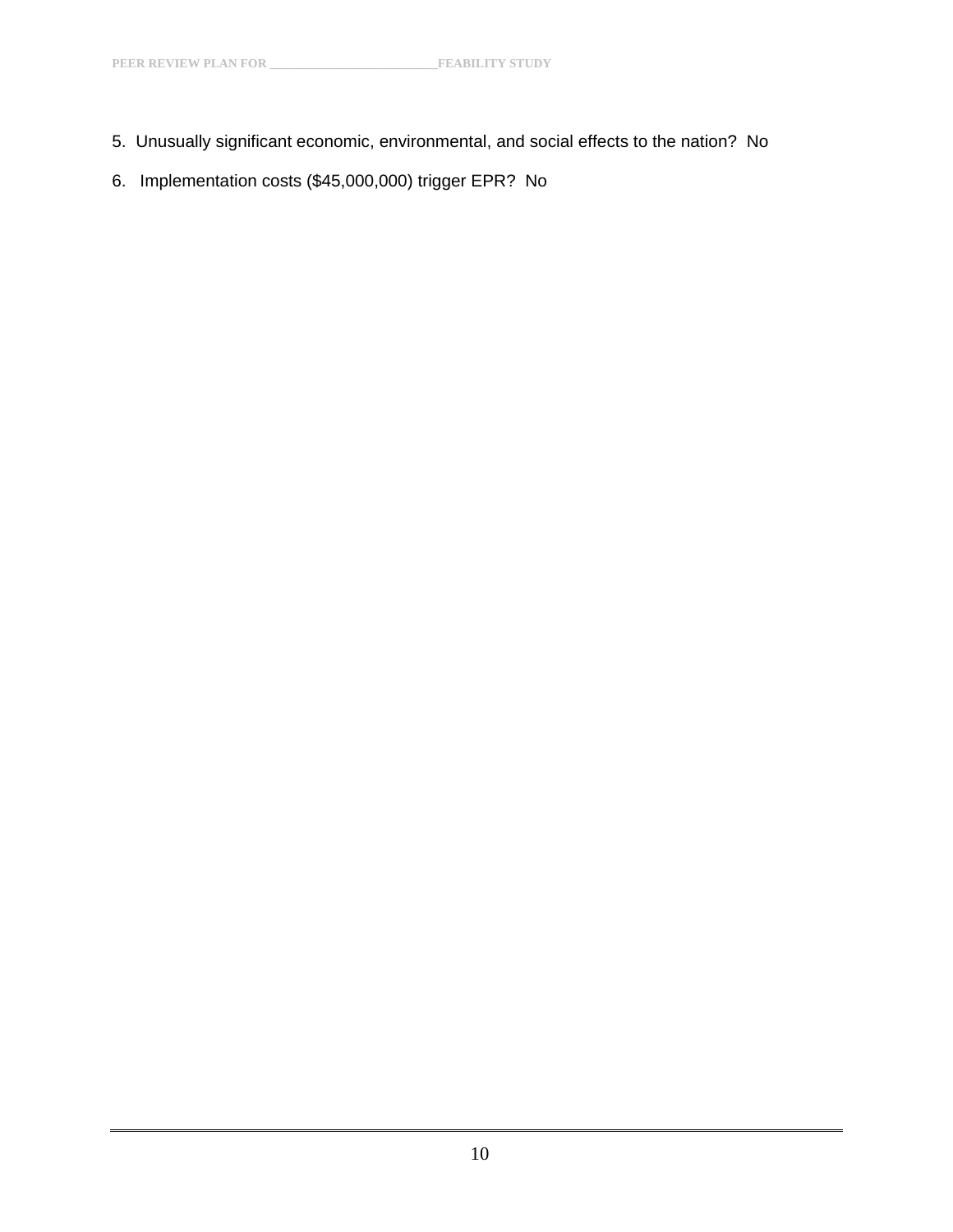5. Unusually significant economic, environmental, and social effects to the nation? No

6. Implementation costs ($45,000,000) trigger EPR? No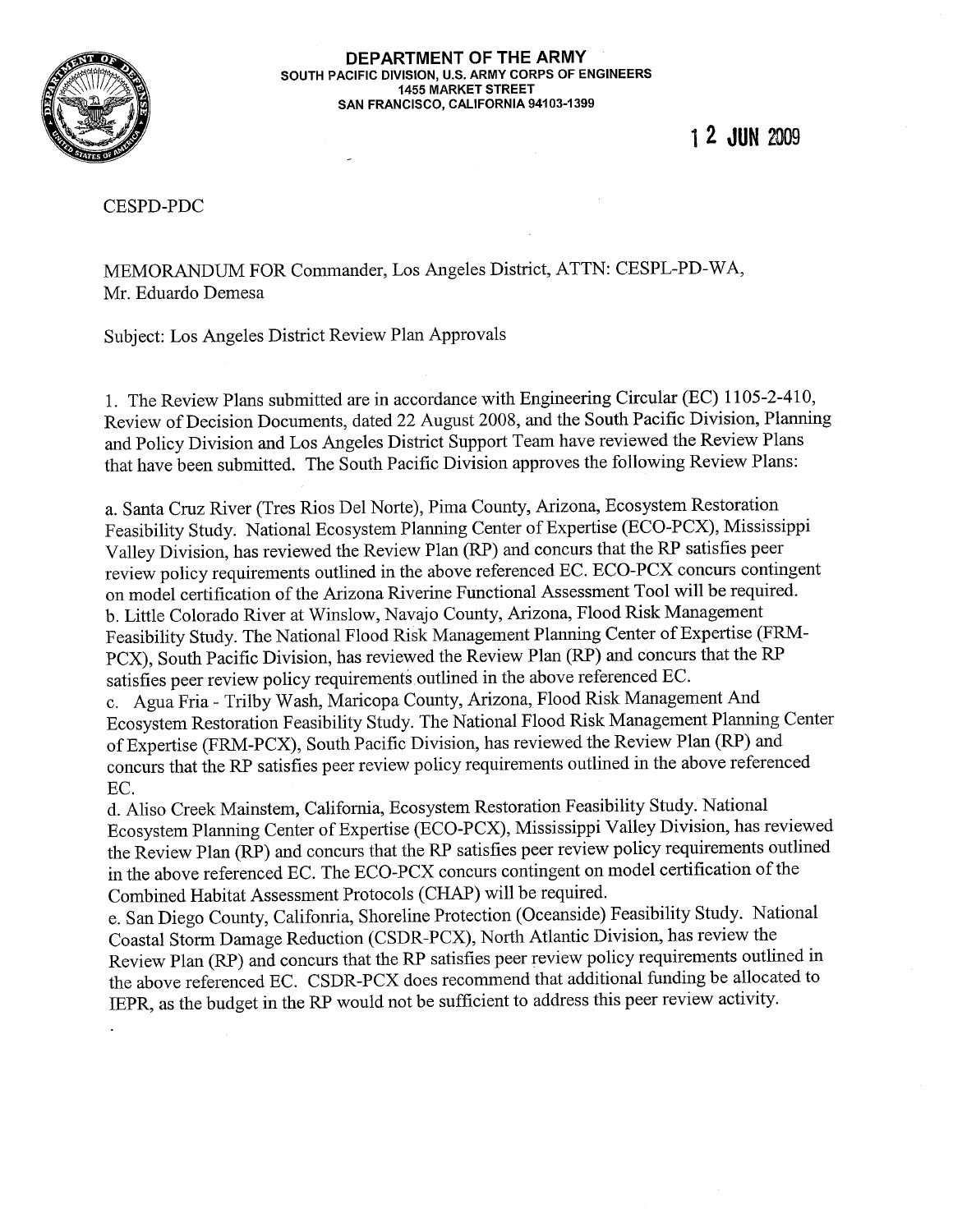**DEPARTMENT OF THE ARMY**
**SOUTH PACIFIC DIVISION, U.S. ARMY CORPS OF ENGINEERS**
**1455 MARKET STREET**
**SAN FRANCISCO, CALIFORNIA 94103-1399**

**12 JUN 2009**

CESPD-PDC

MEMORANDUM FOR Commander, Los Angeles District, ATTN: CESPL-PD-WA, Mr. Eduardo Demesa

Subject: Los Angeles District Review Plan Approvals

1. The Review Plans submitted are in accordance with Engineering Circular (EC) 1105-2-410, Review of Decision Documents, dated 22 August 2008, and the South Pacific Division, Planning and Policy Division and Los Angeles District Support Team have reviewed the Review Plans that have been submitted. The South Pacific Division approves the following Review Plans:

a. Santa Cruz River (Tres Rios Del Norte), Pima County, Arizona, Ecosystem Restoration Feasibility Study. National Ecosystem Planning Center of Expertise (ECO-PCX), Mississippi Valley Division, has reviewed the Review Plan (RP) and concurs that the RP satisfies peer review policy requirements outlined in the above referenced EC. ECO-PCX concurs contingent on model certification of the Arizona Riverine Functional Assessment Tool will be required.
b. Little Colorado River at Winslow, Navajo County, Arizona, Flood Risk Management Feasibility Study. The National Flood Risk Management Planning Center of Expertise (FRM-PCX), South Pacific Division, has reviewed the Review Plan (RP) and concurs that the RP satisfies peer review policy requirements outlined in the above referenced EC.
c. Agua Fria - Trilby Wash, Maricopa County, Arizona, Flood Risk Management And Ecosystem Restoration Feasibility Study. The National Flood Risk Management Planning Center of Expertise (FRM-PCX), South Pacific Division, has reviewed the Review Plan (RP) and concurs that the RP satisfies peer review policy requirements outlined in the above referenced EC.
d. Aliso Creek Mainstem, California, Ecosystem Restoration Feasibility Study. National Ecosystem Planning Center of Expertise (ECO-PCX), Mississippi Valley Division, has reviewed the Review Plan (RP) and concurs that the RP satisfies peer review policy requirements outlined in the above referenced EC. The ECO-PCX concurs contingent on model certification of the Combined Habitat Assessment Protocols (CHAP) will be required.
e. San Diego County, Califonria, Shoreline Protection (Oceanside) Feasibility Study. National Coastal Storm Damage Reduction (CSDR-PCX), North Atlantic Division, has review the Review Plan (RP) and concurs that the RP satisfies peer review policy requirements outlined in the above referenced EC. CSDR-PCX does recommend that additional funding be allocated to IEPR, as the budget in the RP would not be sufficient to address this peer review activity.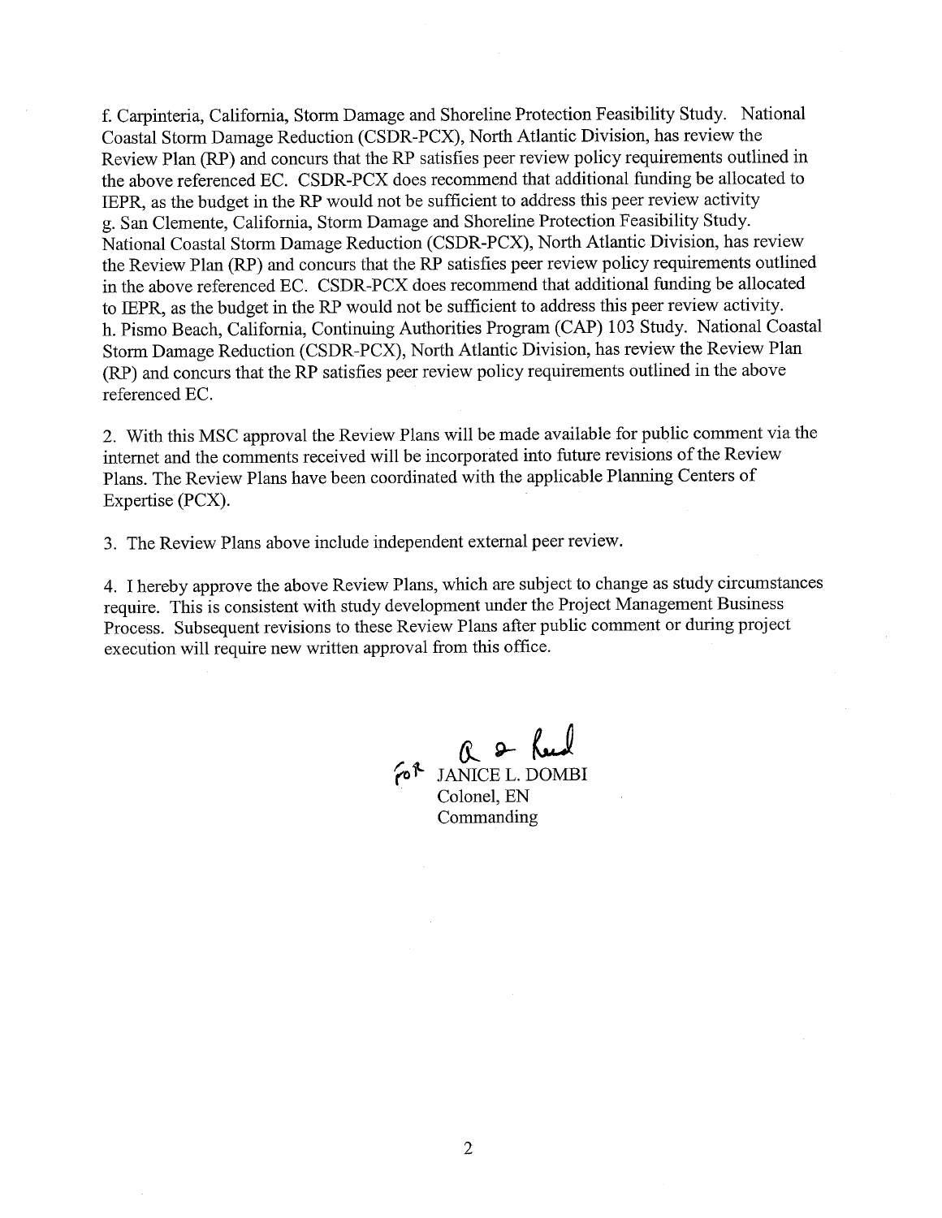f. Carpinteria, California, Storm Damage and Shoreline Protection Feasibility Study. National Coastal Storm Damage Reduction (CSDR-PCX), North Atlantic Division, has review the Review Plan (RP) and concurs that the RP satisfies peer review policy requirements outlined in the above referenced EC. CSDR-PCX does recommend that additional funding be allocated to IEPR, as the budget in the RP would not be sufficient to address this peer review activity

g. San Clemente, California, Storm Damage and Shoreline Protection Feasibility Study. National Coastal Storm Damage Reduction (CSDR-PCX), North Atlantic Division, has review the Review Plan (RP) and concurs that the RP satisfies peer review policy requirements outlined in the above referenced EC. CSDR-PCX does recommend that additional funding be allocated to IEPR, as the budget in the RP would not be sufficient to address this peer review activity.

h. Pismo Beach, California, Continuing Authorities Program (CAP) 103 Study. National Coastal Storm Damage Reduction (CSDR-PCX), North Atlantic Division, has review the Review Plan (RP) and concurs that the RP satisfies peer review policy requirements outlined in the above referenced EC.

2. With this MSC approval the Review Plans will be made available for public comment via the internet and the comments received will be incorporated into future revisions of the Review Plans. The Review Plans have been coordinated with the applicable Planning Centers of Expertise (PCX).

3. The Review Plans above include independent external peer review.

4. I hereby approve the above Review Plans, which are subject to change as study circumstances require. This is consistent with study development under the Project Management Business Process. Subsequent revisions to these Review Plans after public comment or during project execution will require new written approval from this office.

for JANICE L. DOMBI
Colonel, EN
Commanding